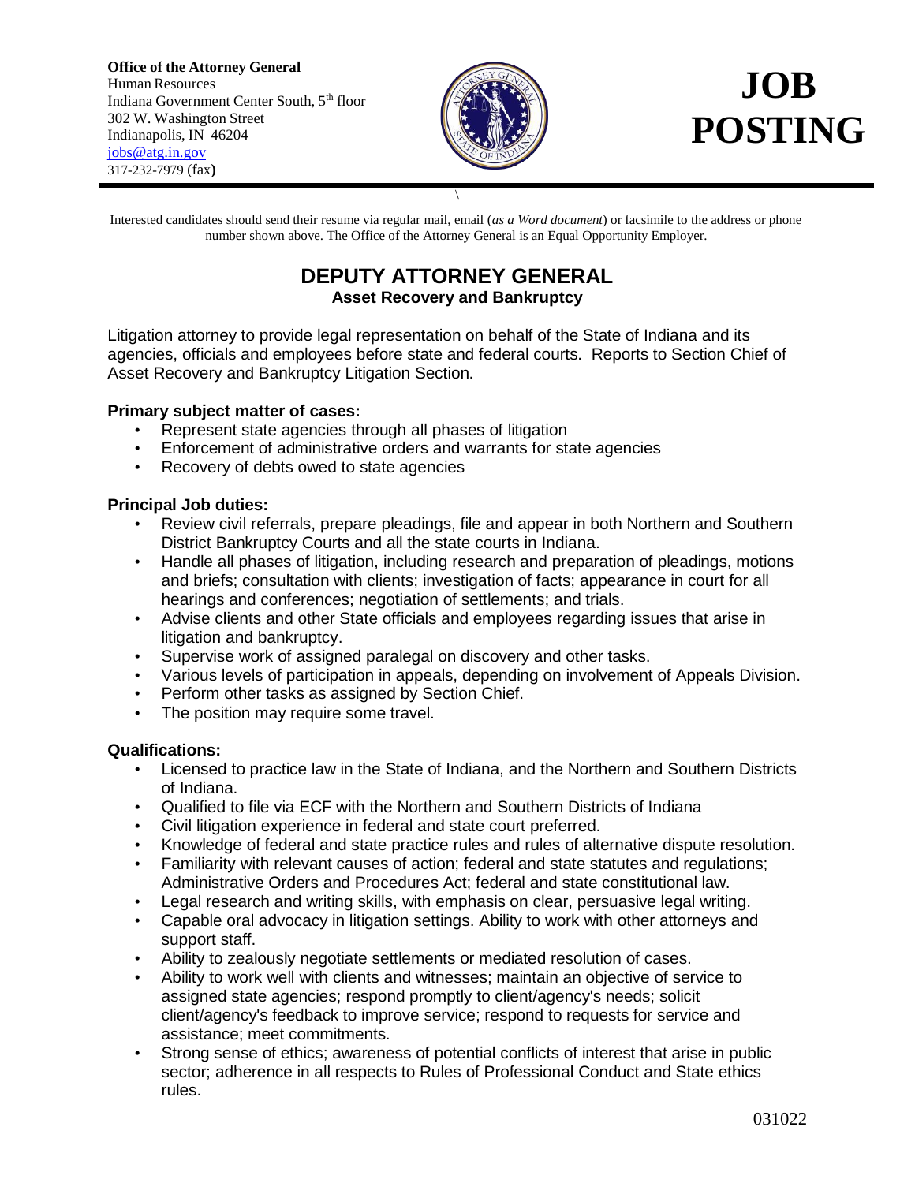**Office of the Attorney General**
Human Resources
Indiana Government Center South, 5th floor
302 W. Washington Street
Indianapolis, IN 46204
jobs@atg.in.gov
317-232-7979 (fax)

# JOB POSTING

Interested candidates should send their resume via regular mail, email (*as a Word document*) or facsimile to the address or phone number shown above. The Office of the Attorney General is an Equal Opportunity Employer.

## DEPUTY ATTORNEY GENERAL

### Asset Recovery and Bankruptcy

Litigation attorney to provide legal representation on behalf of the State of Indiana and its agencies, officials and employees before state and federal courts. Reports to Section Chief of Asset Recovery and Bankruptcy Litigation Section.

**Primary subject matter of cases:**

- Represent state agencies through all phases of litigation
- Enforcement of administrative orders and warrants for state agencies
- Recovery of debts owed to state agencies

**Principal Job duties:**

- Review civil referrals, prepare pleadings, file and appear in both Northern and Southern District Bankruptcy Courts and all the state courts in Indiana.
- Handle all phases of litigation, including research and preparation of pleadings, motions and briefs; consultation with clients; investigation of facts; appearance in court for all hearings and conferences; negotiation of settlements; and trials.
- Advise clients and other State officials and employees regarding issues that arise in litigation and bankruptcy.
- Supervise work of assigned paralegal on discovery and other tasks.
- Various levels of participation in appeals, depending on involvement of Appeals Division.
- Perform other tasks as assigned by Section Chief.
- The position may require some travel.

**Qualifications:**

- Licensed to practice law in the State of Indiana, and the Northern and Southern Districts of Indiana.
- Qualified to file via ECF with the Northern and Southern Districts of Indiana
- Civil litigation experience in federal and state court preferred.
- Knowledge of federal and state practice rules and rules of alternative dispute resolution.
- Familiarity with relevant causes of action; federal and state statutes and regulations; Administrative Orders and Procedures Act; federal and state constitutional law.
- Legal research and writing skills, with emphasis on clear, persuasive legal writing.
- Capable oral advocacy in litigation settings. Ability to work with other attorneys and support staff.
- Ability to zealously negotiate settlements or mediated resolution of cases.
- Ability to work well with clients and witnesses; maintain an objective of service to assigned state agencies; respond promptly to client/agency's needs; solicit client/agency's feedback to improve service; respond to requests for service and assistance; meet commitments.
- Strong sense of ethics; awareness of potential conflicts of interest that arise in public sector; adherence in all respects to Rules of Professional Conduct and State ethics rules.

031022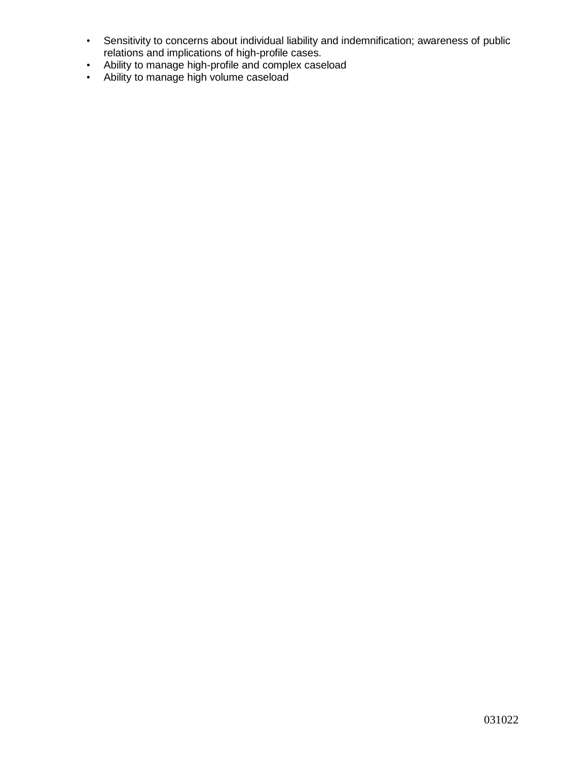- Sensitivity to concerns about individual liability and indemnification; awareness of public relations and implications of high-profile cases.
- Ability to manage high-profile and complex caseload
- Ability to manage high volume caseload